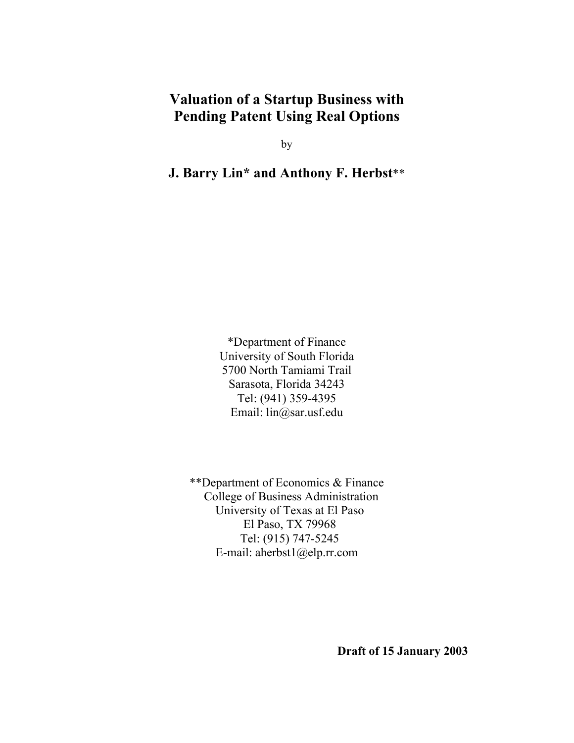# Valuation of a Startup Business with Pending Patent Using Real Options

by

**J. Barry Lin* and Anthony F. Herbst****

*Department of Finance
University of South Florida
5700 North Tamiami Trail
Sarasota, Florida 34243
Tel: (941) 359-4395
Email: lin@sar.usf.edu

**Department of Economics & Finance
College of Business Administration
University of Texas at El Paso
El Paso, TX 79968
Tel: (915) 747-5245
E-mail: aherbst1@elp.rr.com

**Draft of 15 January 2003**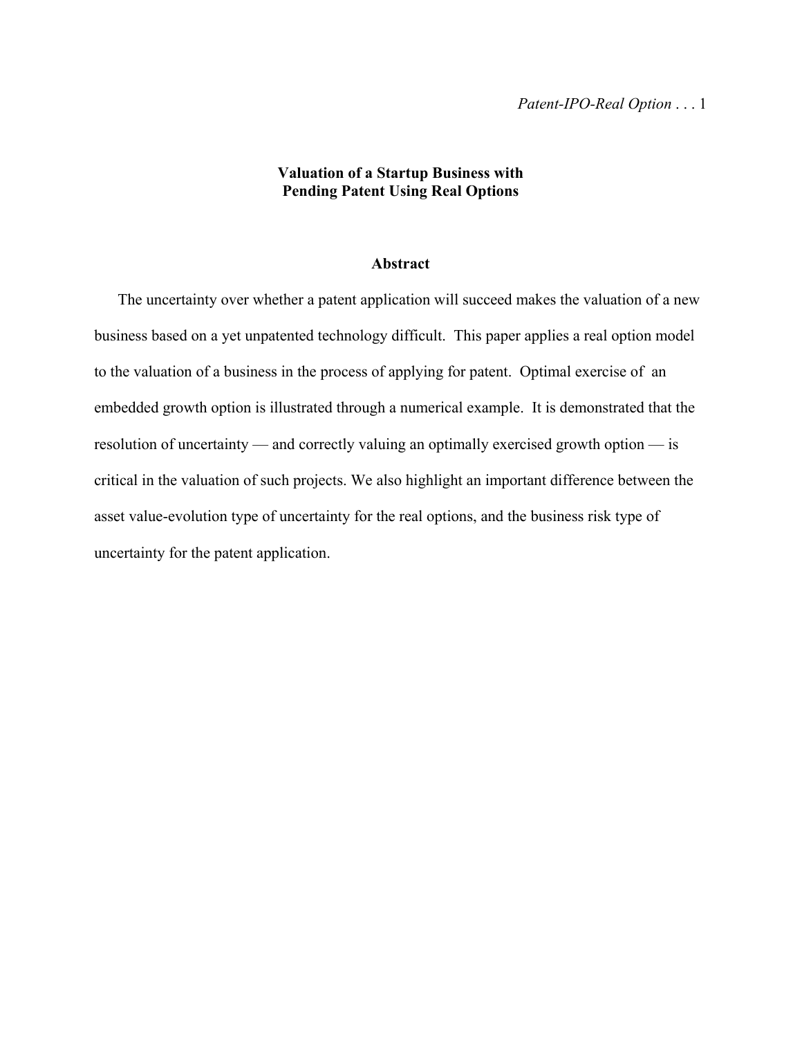**Valuation of a Startup Business with Pending Patent Using Real Options**

**Abstract**

The uncertainty over whether a patent application will succeed makes the valuation of a new business based on a yet unpatented technology difficult. This paper applies a real option model to the valuation of a business in the process of applying for patent. Optimal exercise of an embedded growth option is illustrated through a numerical example. It is demonstrated that the resolution of uncertainty — and correctly valuing an optimally exercised growth option — is critical in the valuation of such projects. We also highlight an important difference between the asset value-evolution type of uncertainty for the real options, and the business risk type of uncertainty for the patent application.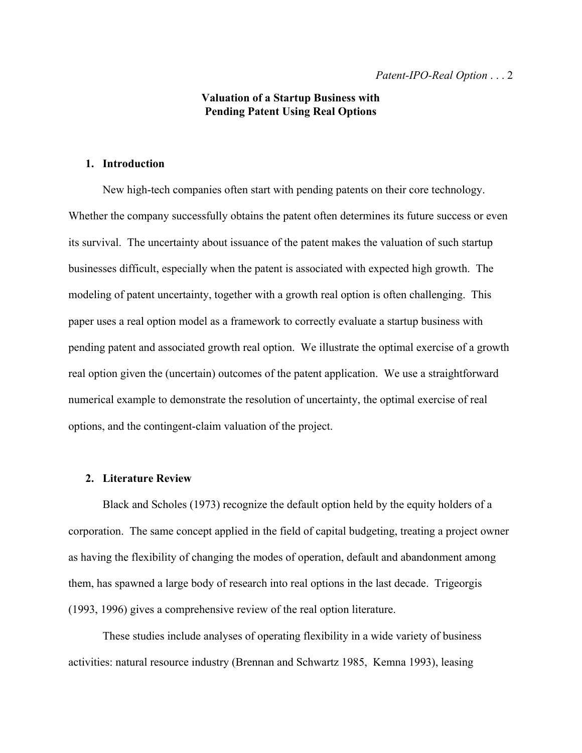## Valuation of a Startup Business with Pending Patent Using Real Options

### 1. Introduction

New high-tech companies often start with pending patents on their core technology. Whether the company successfully obtains the patent often determines its future success or even its survival. The uncertainty about issuance of the patent makes the valuation of such startup businesses difficult, especially when the patent is associated with expected high growth. The modeling of patent uncertainty, together with a growth real option is often challenging. This paper uses a real option model as a framework to correctly evaluate a startup business with pending patent and associated growth real option. We illustrate the optimal exercise of a growth real option given the (uncertain) outcomes of the patent application. We use a straightforward numerical example to demonstrate the resolution of uncertainty, the optimal exercise of real options, and the contingent-claim valuation of the project.

### 2. Literature Review

Black and Scholes (1973) recognize the default option held by the equity holders of a corporation. The same concept applied in the field of capital budgeting, treating a project owner as having the flexibility of changing the modes of operation, default and abandonment among them, has spawned a large body of research into real options in the last decade. Trigeorgis (1993, 1996) gives a comprehensive review of the real option literature.

These studies include analyses of operating flexibility in a wide variety of business activities: natural resource industry (Brennan and Schwartz 1985, Kemna 1993), leasing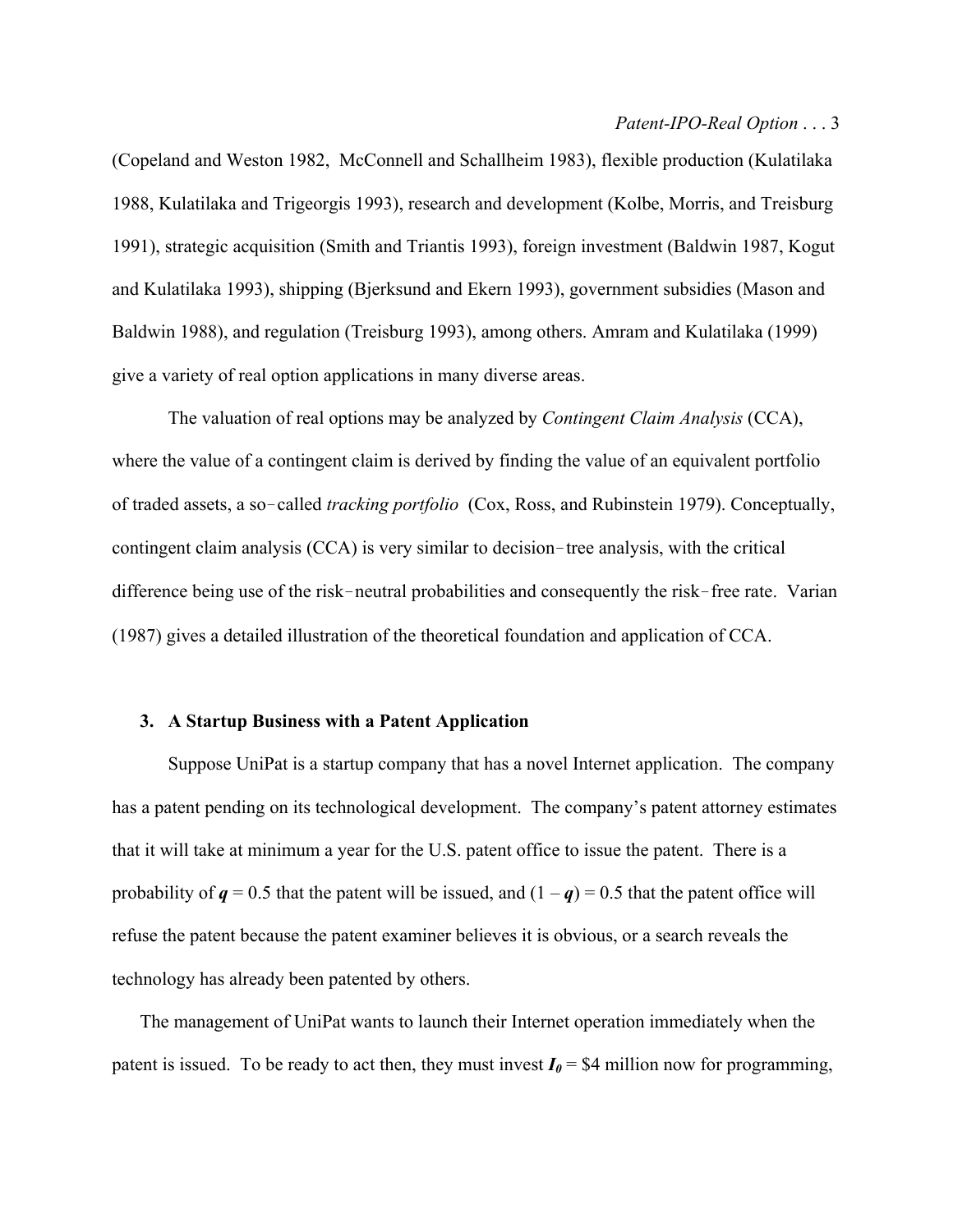(Copeland and Weston 1982, McConnell and Schallheim 1983), flexible production (Kulatilaka 1988, Kulatilaka and Trigeorgis 1993), research and development (Kolbe, Morris, and Treisburg 1991), strategic acquisition (Smith and Triantis 1993), foreign investment (Baldwin 1987, Kogut and Kulatilaka 1993), shipping (Bjerksund and Ekern 1993), government subsidies (Mason and Baldwin 1988), and regulation (Treisburg 1993), among others. Amram and Kulatilaka (1999) give a variety of real option applications in many diverse areas.

The valuation of real options may be analyzed by *Contingent Claim Analysis* (CCA), where the value of a contingent claim is derived by finding the value of an equivalent portfolio of traded assets, a so-called *tracking portfolio* (Cox, Ross, and Rubinstein 1979). Conceptually, contingent claim analysis (CCA) is very similar to decision-tree analysis, with the critical difference being use of the risk-neutral probabilities and consequently the risk-free rate. Varian (1987) gives a detailed illustration of the theoretical foundation and application of CCA.

### 3. A Startup Business with a Patent Application

Suppose UniPat is a startup company that has a novel Internet application. The company has a patent pending on its technological development. The company's patent attorney estimates that it will take at minimum a year for the U.S. patent office to issue the patent. There is a probability of $\boldsymbol{q} = 0.5$ that the patent will be issued, and $(1 - \boldsymbol{q}) = 0.5$ that the patent office will refuse the patent because the patent examiner believes it is obvious, or a search reveals the technology has already been patented by others.

The management of UniPat wants to launch their Internet operation immediately when the patent is issued. To be ready to act then, they must invest $\boldsymbol{I_0}$ = \$4 million now for programming,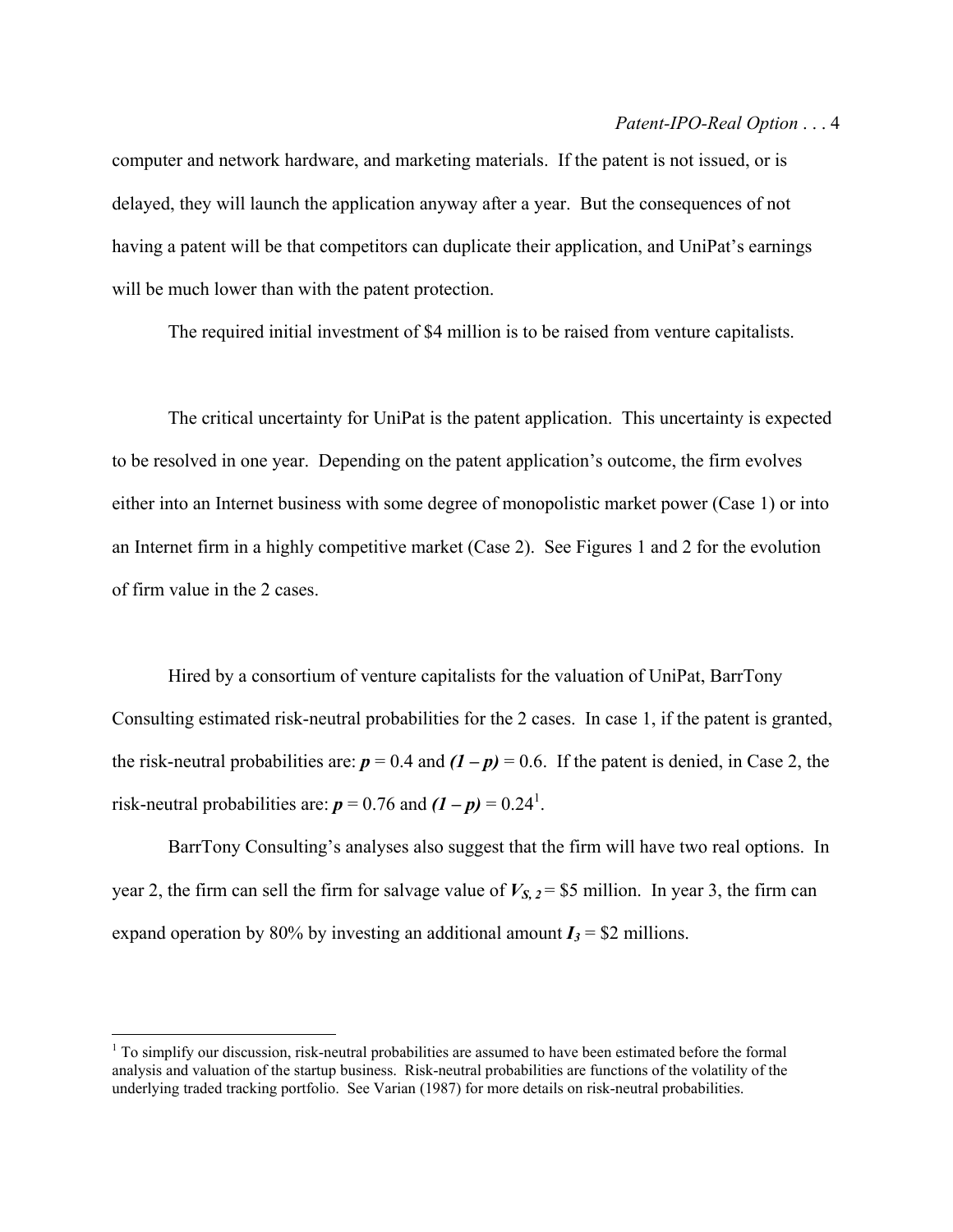computer and network hardware, and marketing materials. If the patent is not issued, or is delayed, they will launch the application anyway after a year. But the consequences of not having a patent will be that competitors can duplicate their application, and UniPat's earnings will be much lower than with the patent protection.

The required initial investment of $4 million is to be raised from venture capitalists.

The critical uncertainty for UniPat is the patent application. This uncertainty is expected to be resolved in one year. Depending on the patent application's outcome, the firm evolves either into an Internet business with some degree of monopolistic market power (Case 1) or into an Internet firm in a highly competitive market (Case 2). See Figures 1 and 2 for the evolution of firm value in the 2 cases.

Hired by a consortium of venture capitalists for the valuation of UniPat, BarrTony Consulting estimated risk-neutral probabilities for the 2 cases. In case 1, if the patent is granted, the risk-neutral probabilities are: $\boldsymbol{p} = 0.4$ and $\boldsymbol{(1 - p)} = 0.6$. If the patent is denied, in Case 2, the risk-neutral probabilities are: $\boldsymbol{p} = 0.76$ and $\boldsymbol{(1 - p)} = 0.24$[1].

BarrTony Consulting's analyses also suggest that the firm will have two real options. In year 2, the firm can sell the firm for salvage value of $\boldsymbol{V_{S,2}}$ = $5 million. In year 3, the firm can expand operation by 80% by investing an additional amount $\boldsymbol{I_3}$ = $2 millions.

[1] To simplify our discussion, risk-neutral probabilities are assumed to have been estimated before the formal analysis and valuation of the startup business. Risk-neutral probabilities are functions of the volatility of the underlying traded tracking portfolio. See Varian (1987) for more details on risk-neutral probabilities.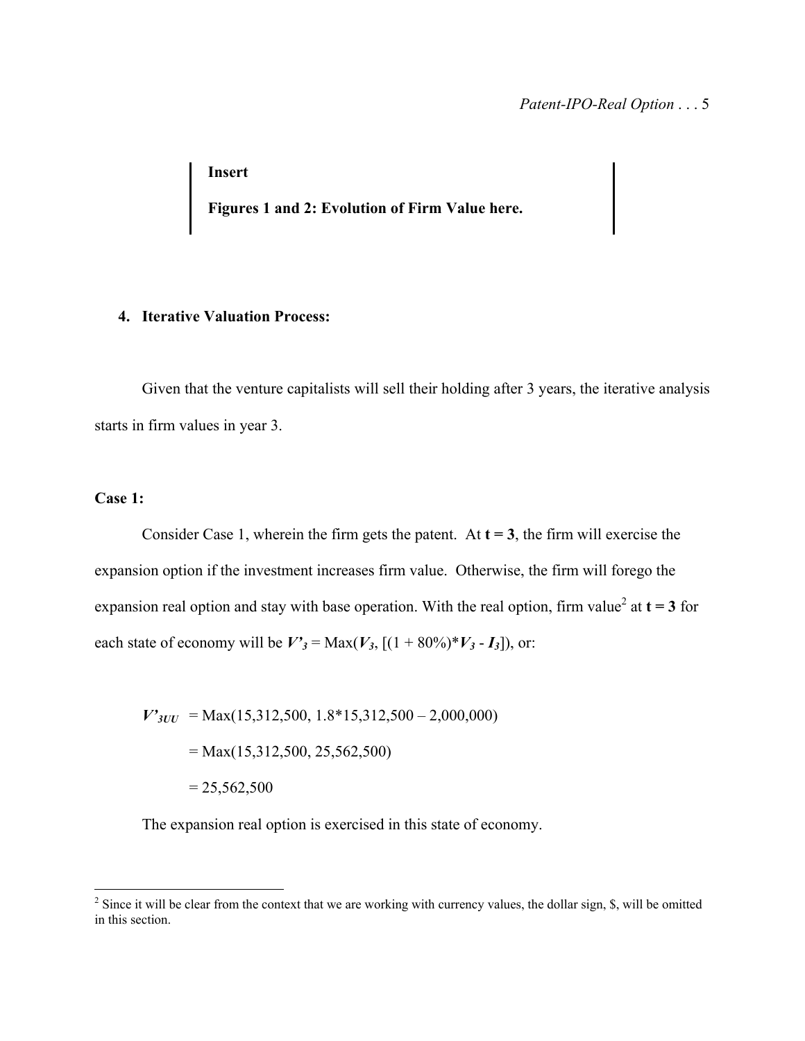**Insert**

**Figures 1 and 2: Evolution of Firm Value here.**

## 4. Iterative Valuation Process:

Given that the venture capitalists will sell their holding after 3 years, the iterative analysis starts in firm values in year 3.

**Case 1:**

Consider Case 1, wherein the firm gets the patent. At $\mathbf{t = 3}$, the firm will exercise the expansion option if the investment increases firm value. Otherwise, the firm will forego the expansion real option and stay with base operation. With the real option, firm value[2] at $\mathbf{t = 3}$ for each state of economy will be $\boldsymbol{V'_3}$ = Max($\boldsymbol{V_3}$, [(1 + 80%)*$\boldsymbol{V_3}$ - $\boldsymbol{I_3}$]), or:

$$
\begin{aligned}
\boldsymbol{V'_{3UU}} &= \text{Max}(15{,}312{,}500,\ 1.8*15{,}312{,}500 - 2{,}000{,}000) \\
&= \text{Max}(15{,}312{,}500,\ 25{,}562{,}500) \\
&= 25{,}562{,}500
\end{aligned}
$$

The expansion real option is exercised in this state of economy.

[2] Since it will be clear from the context that we are working with currency values, the dollar sign, $, will be omitted in this section.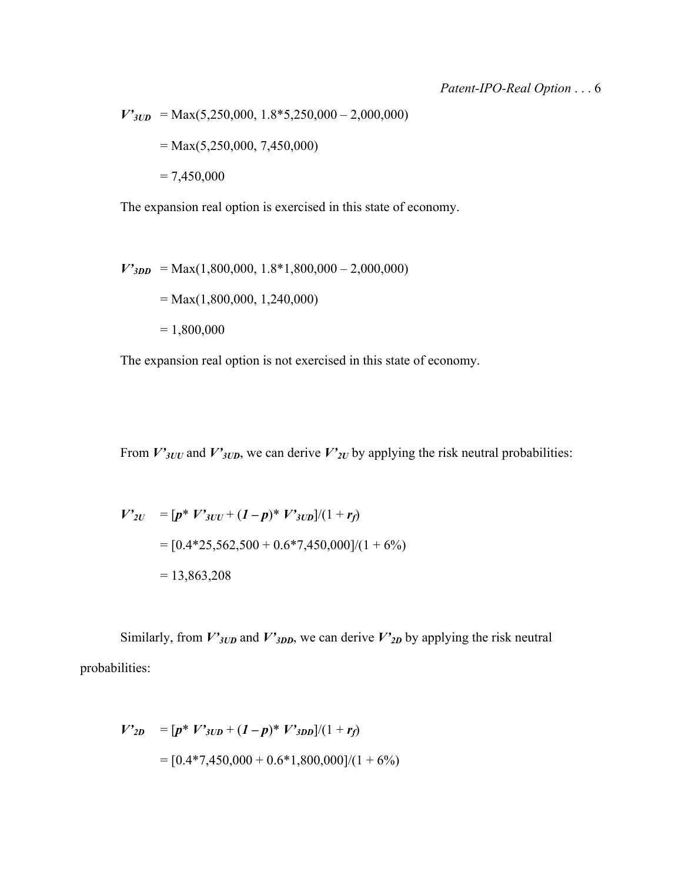$$V'_{3UD} = \text{Max}(5{,}250{,}000,\ 1.8*5{,}250{,}000 - 2{,}000{,}000)$$

$$= \text{Max}(5{,}250{,}000,\ 7{,}450{,}000)$$

$$= 7{,}450{,}000$$

The expansion real option is exercised in this state of economy.

$$V'_{3DD} = \text{Max}(1{,}800{,}000,\ 1.8*1{,}800{,}000 - 2{,}000{,}000)$$

$$= \text{Max}(1{,}800{,}000,\ 1{,}240{,}000)$$

$$= 1{,}800{,}000$$

The expansion real option is not exercised in this state of economy.

From $V'_{3UU}$ and $V'_{3UD}$, we can derive $V'_{2U}$ by applying the risk neutral probabilities:

$$V'_{2U} = [p * V'_{3UU} + (1 - p) * V'_{3UD}]/(1 + r_f)$$

$$= [0.4*25{,}562{,}500 + 0.6*7{,}450{,}000]/(1 + 6\%)$$

$$= 13{,}863{,}208$$

Similarly, from $V'_{3UD}$ and $V'_{3DD}$, we can derive $V'_{2D}$ by applying the risk neutral probabilities:

$$V'_{2D} = [p * V'_{3UD} + (1 - p) * V'_{3DD}]/(1 + r_f)$$

$$= [0.4*7{,}450{,}000 + 0.6*1{,}800{,}000]/(1 + 6\%)$$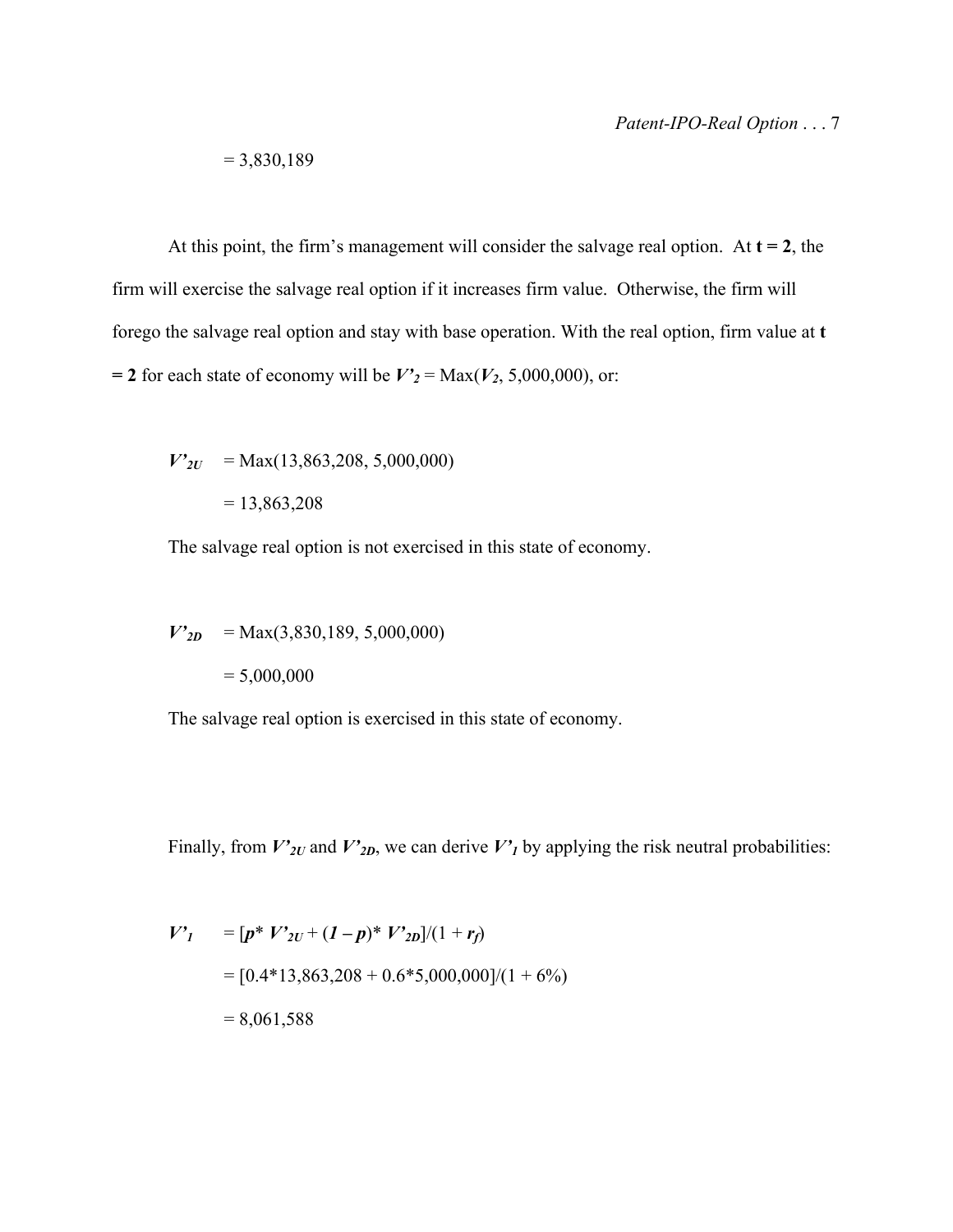$= 3{,}830{,}189$

At this point, the firm's management will consider the salvage real option. At **t = 2**, the firm will exercise the salvage real option if it increases firm value. Otherwise, the firm will forego the salvage real option and stay with base operation. With the real option, firm value at **t = 2** for each state of economy will be $V'_2 = \text{Max}(V_2, 5{,}000{,}000)$, or:

$$V'_{2U} = \text{Max}(13{,}863{,}208,\ 5{,}000{,}000)$$

$$= 13{,}863{,}208$$

The salvage real option is not exercised in this state of economy.

$$V'_{2D} = \text{Max}(3{,}830{,}189,\ 5{,}000{,}000)$$

$$= 5{,}000{,}000$$

The salvage real option is exercised in this state of economy.

Finally, from $V'_{2U}$ and $V'_{2D}$, we can derive $V'_1$ by applying the risk neutral probabilities:

$$V'_1 = [p^* V'_{2U} + (1 - p)^* V'_{2D}]/(1 + r_f)$$

$$= [0.4^*13{,}863{,}208 + 0.6^*5{,}000{,}000]/(1 + 6\%)$$

$$= 8{,}061{,}588$$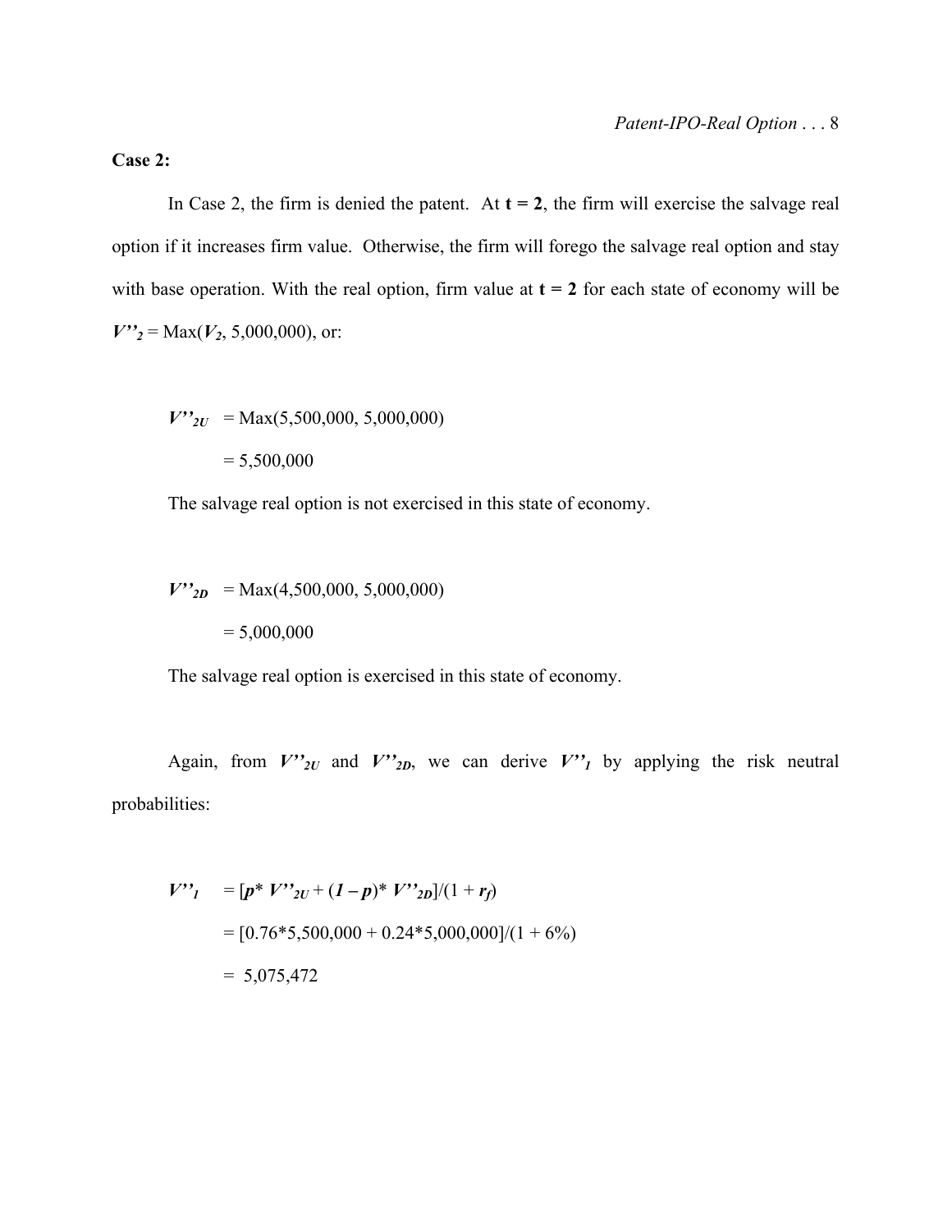**Case 2:**

In Case 2, the firm is denied the patent. At **t = 2**, the firm will exercise the salvage real option if it increases firm value. Otherwise, the firm will forego the salvage real option and stay with base operation. With the real option, firm value at **t = 2** for each state of economy will be $V''_2 = \text{Max}(V_2, 5{,}000{,}000)$, or:

$$V''_{2U} = \text{Max}(5{,}500{,}000,\ 5{,}000{,}000)$$
$$= 5{,}500{,}000$$

The salvage real option is not exercised in this state of economy.

$$V''_{2D} = \text{Max}(4{,}500{,}000,\ 5{,}000{,}000)$$
$$= 5{,}000{,}000$$

The salvage real option is exercised in this state of economy.

Again, from $V''_{2U}$ and $V''_{2D}$, we can derive $V''_1$ by applying the risk neutral probabilities:

$$V''_1 = [p^* V''_{2U} + (1 - p)^* V''_{2D}]/(1 + r_f)$$
$$= [0.76^*5{,}500{,}000 + 0.24^*5{,}000{,}000]/(1 + 6\%)$$
$$= 5{,}075{,}472$$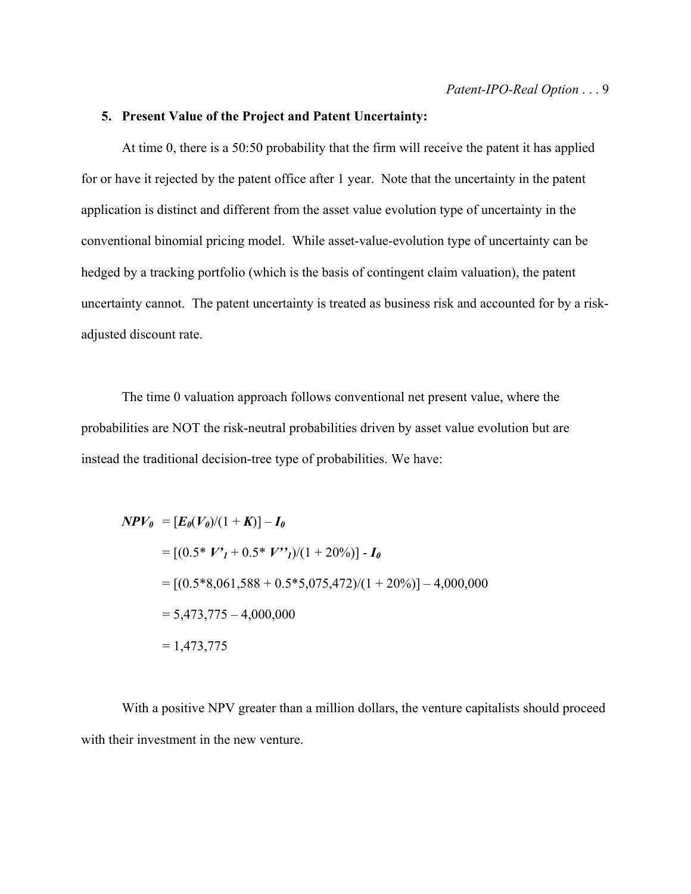## 5. Present Value of the Project and Patent Uncertainty:

At time 0, there is a 50:50 probability that the firm will receive the patent it has applied for or have it rejected by the patent office after 1 year. Note that the uncertainty in the patent application is distinct and different from the asset value evolution type of uncertainty in the conventional binomial pricing model. While asset-value-evolution type of uncertainty can be hedged by a tracking portfolio (which is the basis of contingent claim valuation), the patent uncertainty cannot. The patent uncertainty is treated as business risk and accounted for by a risk-adjusted discount rate.

The time 0 valuation approach follows conventional net present value, where the probabilities are NOT the risk-neutral probabilities driven by asset value evolution but are instead the traditional decision-tree type of probabilities. We have:

$$
\begin{aligned}
\boldsymbol{NPV_0} &= [\boldsymbol{E_0}(\boldsymbol{V_0})/(1 + \boldsymbol{K})] - \boldsymbol{I_0} \\
&= [(0.5 * \boldsymbol{V'_1} + 0.5 * \boldsymbol{V''_1})/(1 + 20\%)] - \boldsymbol{I_0} \\
&= [(0.5*8{,}061{,}588 + 0.5*5{,}075{,}472)/(1 + 20\%)] - 4{,}000{,}000 \\
&= 5{,}473{,}775 - 4{,}000{,}000 \\
&= 1{,}473{,}775
\end{aligned}
$$

With a positive NPV greater than a million dollars, the venture capitalists should proceed with their investment in the new venture.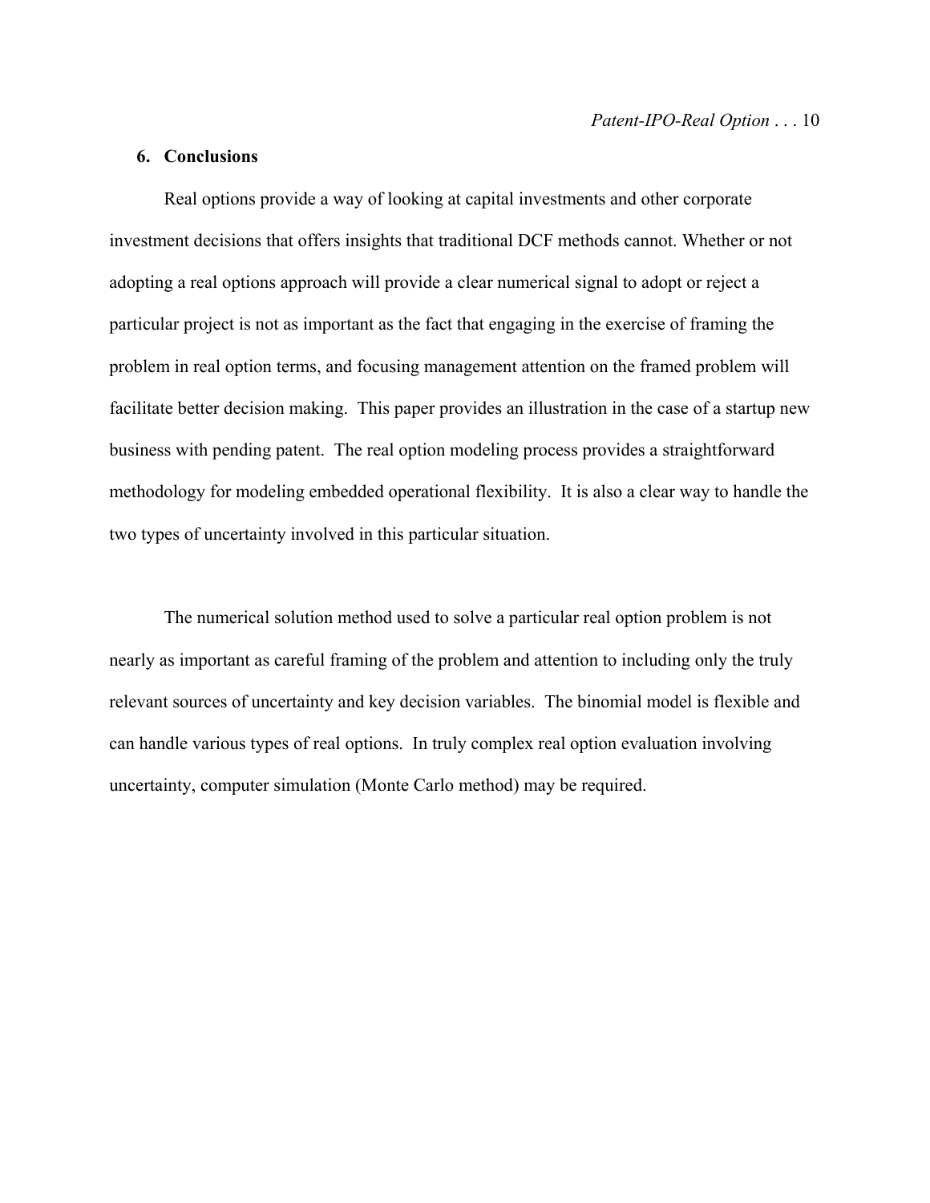## 6. Conclusions

Real options provide a way of looking at capital investments and other corporate investment decisions that offers insights that traditional DCF methods cannot. Whether or not adopting a real options approach will provide a clear numerical signal to adopt or reject a particular project is not as important as the fact that engaging in the exercise of framing the problem in real option terms, and focusing management attention on the framed problem will facilitate better decision making. This paper provides an illustration in the case of a startup new business with pending patent. The real option modeling process provides a straightforward methodology for modeling embedded operational flexibility. It is also a clear way to handle the two types of uncertainty involved in this particular situation.

The numerical solution method used to solve a particular real option problem is not nearly as important as careful framing of the problem and attention to including only the truly relevant sources of uncertainty and key decision variables. The binomial model is flexible and can handle various types of real options. In truly complex real option evaluation involving uncertainty, computer simulation (Monte Carlo method) may be required.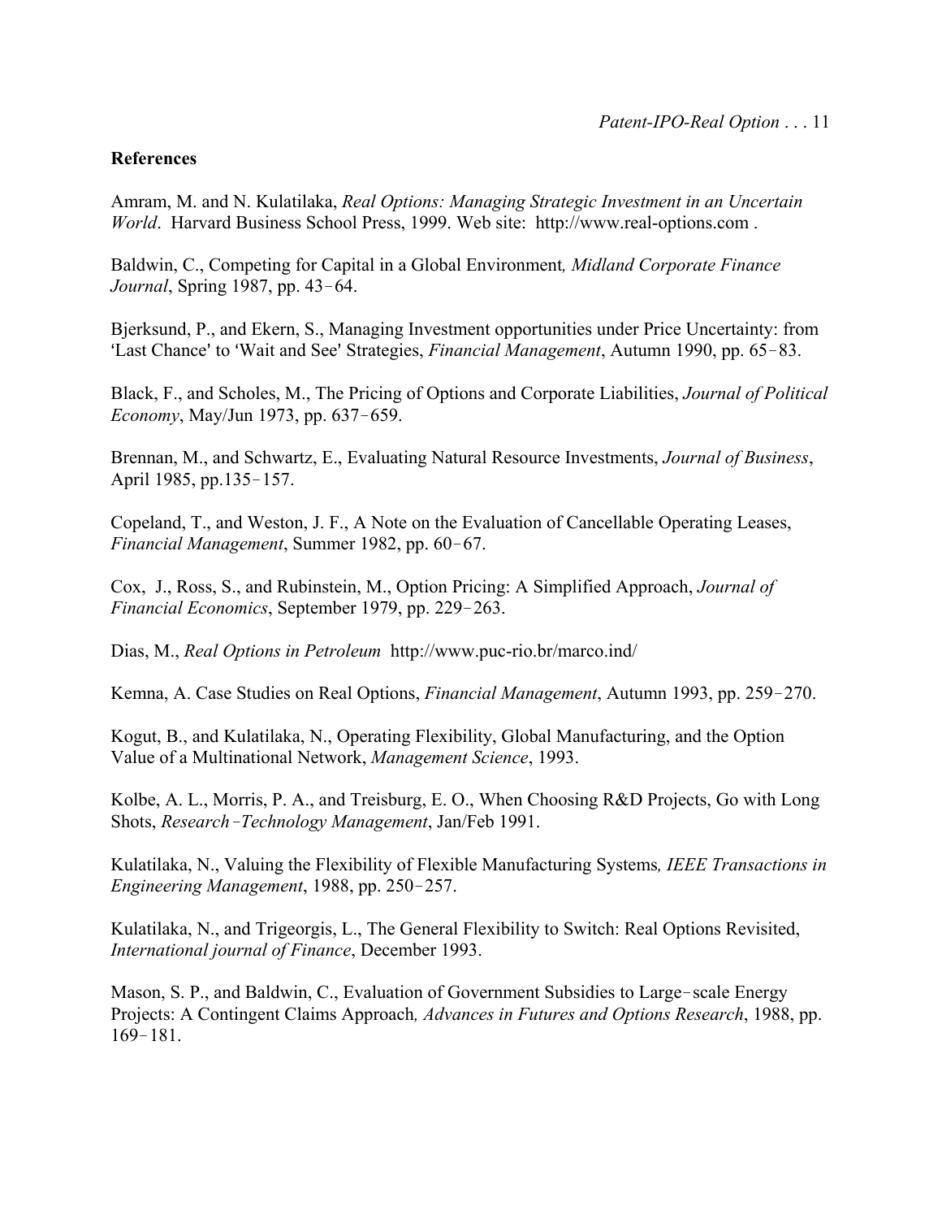**References**

Amram, M. and N. Kulatilaka, *Real Options: Managing Strategic Investment in an Uncertain World*. Harvard Business School Press, 1999. Web site: http://www.real-options.com .

Baldwin, C., Competing for Capital in a Global Environment*, Midland Corporate Finance Journal*, Spring 1987, pp. 43–64.

Bjerksund, P., and Ekern, S., Managing Investment opportunities under Price Uncertainty: from 'Last Chance' to 'Wait and See' Strategies, *Financial Management*, Autumn 1990, pp. 65–83.

Black, F., and Scholes, M., The Pricing of Options and Corporate Liabilities, *Journal of Political Economy*, May/Jun 1973, pp. 637–659.

Brennan, M., and Schwartz, E., Evaluating Natural Resource Investments, *Journal of Business*, April 1985, pp.135–157.

Copeland, T., and Weston, J. F., A Note on the Evaluation of Cancellable Operating Leases, *Financial Management*, Summer 1982, pp. 60–67.

Cox, J., Ross, S., and Rubinstein, M., Option Pricing: A Simplified Approach, *Journal of Financial Economics*, September 1979, pp. 229–263.

Dias, M., *Real Options in Petroleum* http://www.puc-rio.br/marco.ind/

Kemna, A. Case Studies on Real Options, *Financial Management*, Autumn 1993, pp. 259–270.

Kogut, B., and Kulatilaka, N., Operating Flexibility, Global Manufacturing, and the Option Value of a Multinational Network, *Management Science*, 1993.

Kolbe, A. L., Morris, P. A., and Treisburg, E. O., When Choosing R&D Projects, Go with Long Shots, *Research–Technology Management*, Jan/Feb 1991.

Kulatilaka, N., Valuing the Flexibility of Flexible Manufacturing Systems*, IEEE Transactions in Engineering Management*, 1988, pp. 250–257.

Kulatilaka, N., and Trigeorgis, L., The General Flexibility to Switch: Real Options Revisited, *International journal of Finance*, December 1993.

Mason, S. P., and Baldwin, C., Evaluation of Government Subsidies to Large–scale Energy Projects: A Contingent Claims Approach*, Advances in Futures and Options Research*, 1988, pp. 169–181.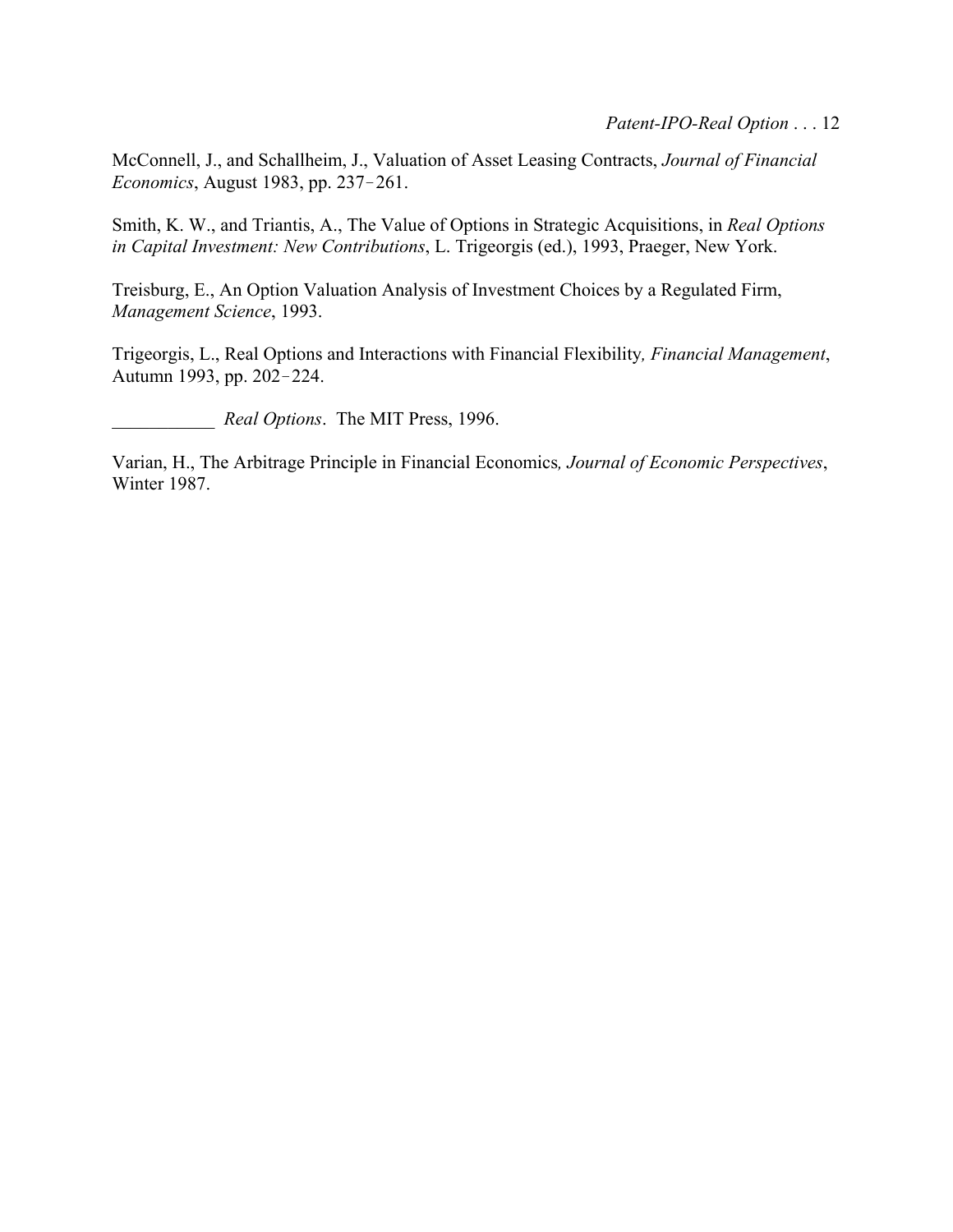McConnell, J., and Schallheim, J., Valuation of Asset Leasing Contracts, *Journal of Financial Economics*, August 1983, pp. 237–261.

Smith, K. W., and Triantis, A., The Value of Options in Strategic Acquisitions, in *Real Options in Capital Investment: New Contributions*, L. Trigeorgis (ed.), 1993, Praeger, New York.

Treisburg, E., An Option Valuation Analysis of Investment Choices by a Regulated Firm, *Management Science*, 1993.

Trigeorgis, L., Real Options and Interactions with Financial Flexibility, *Financial Management*, Autumn 1993, pp. 202–224.

___________ *Real Options*. The MIT Press, 1996.

Varian, H., The Arbitrage Principle in Financial Economics, *Journal of Economic Perspectives*, Winter 1987.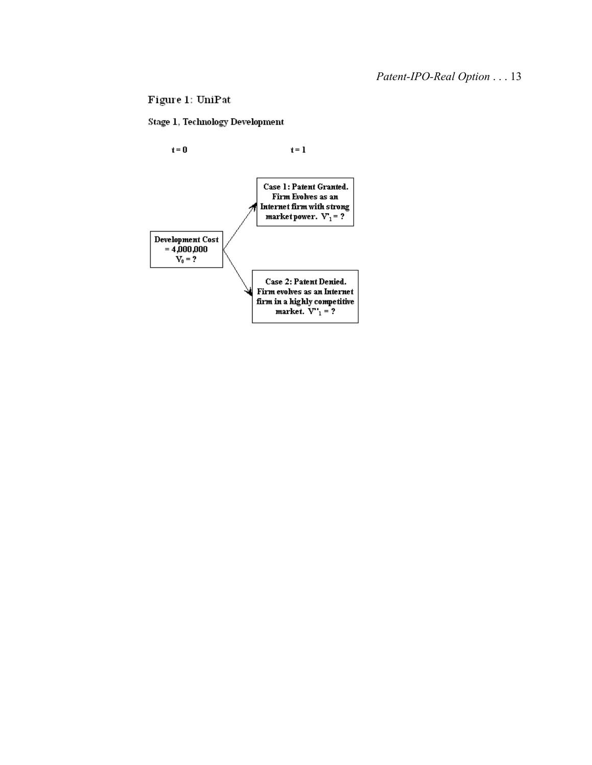# Figure 1: UniPat

## Stage 1, Technology Development

t = 0

t = 1

**Development Cost = 4,000,000 $V_0$ = ?**

**Case 1: Patent Granted. Firm Evolves as an Internet firm with strong market power. $V'_1$ = ?**

**Case 2: Patent Denied. Firm evolves as an Internet firm in a highly competitive market. $V''_1$ = ?**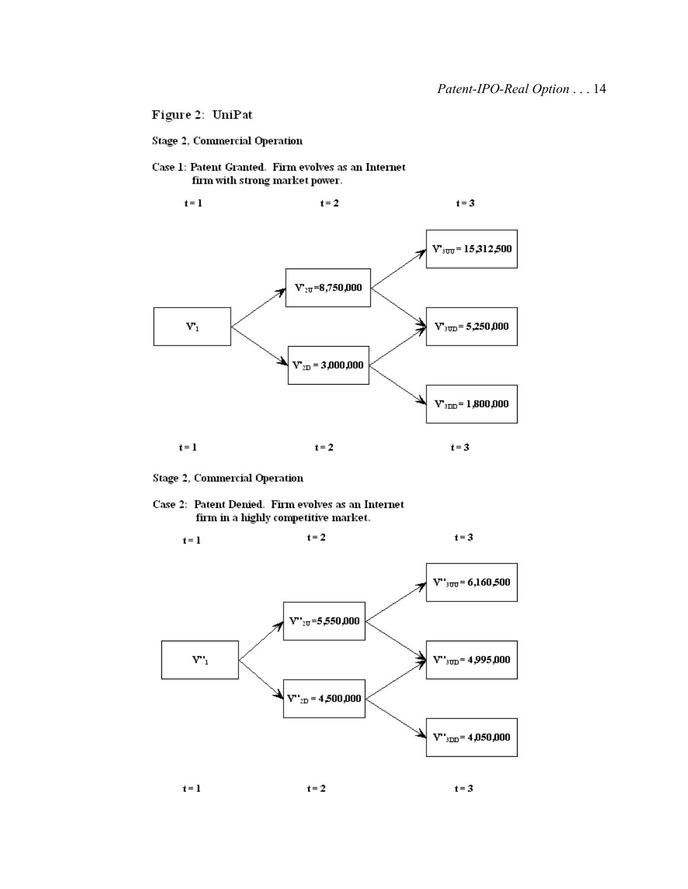Figure 2: UniPat

Stage 2, Commercial Operation

Case 1: Patent Granted. Firm evolves as an Internet firm with strong market power.

t = 1

t = 2

t = 3

$V'_1$

$V'_{2U}$ = 8,750,000

$V'_{2D}$ = 3,000,000

$V'_{3UU}$ = 15,312,500

$V'_{3UD}$ = 5,250,000

$V'_{3DD}$ = 1,800,000

t = 1

t = 2

t = 3

Stage 2, Commercial Operation

Case 2: Patent Denied. Firm evolves as an Internet firm in a highly competitive market.

t = 1

t = 2

t = 3

$V''_1$

$V''_{2U}$ = 5,550,000

$V''_{2D}$ = 4,500,000

$V''_{3UU}$ = 6,160,500

$V''_{3UD}$ = 4,995,000

$V''_{3DD}$ = 4,050,000

t = 1

t = 2

t = 3